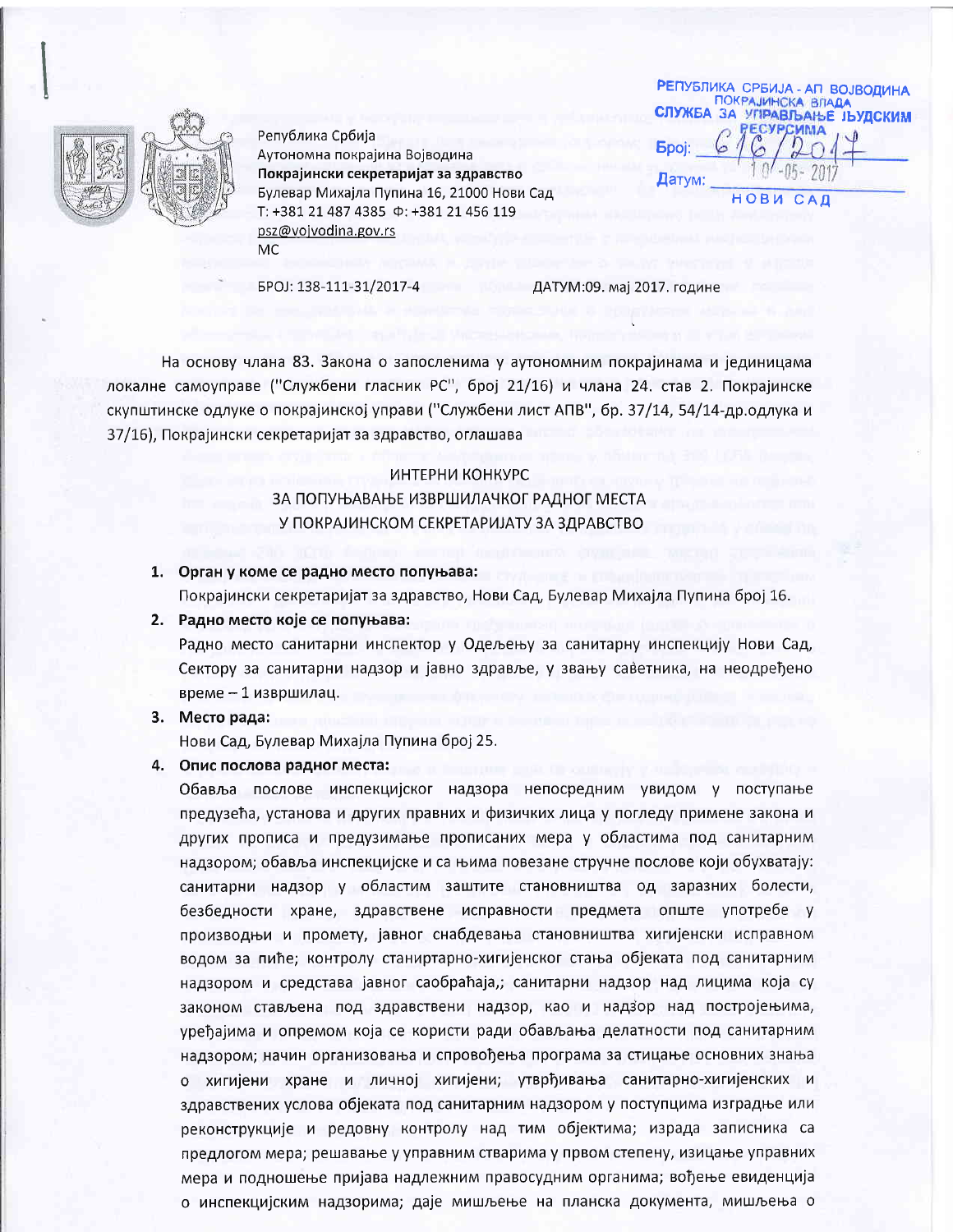РЕПУБЛИКА СРБИЈА - АП ВОЈВОДИНА
ПОКРАЈИНСКА ВЛАДА
СЛУЖБА ЗА УПРАВЉАЊЕ ЉУДСКИМ РЕСУРСИМА
Број: 616/2017
Датум: 10-05-2017
НОВИ САД

Република Србија
Аутономна покрајина Војводина
**Покрајински секретаријат за здравство**
Булевар Михајла Пупина 16, 21000 Нови Сад
Т: +381 21 487 4385 Ф: +381 21 456 119
psz@vojvodina.gov.rs
МС

БРОЈ: 138-111-31/2017-4 ДАТУМ:09. мај 2017. године

На основу члана 83. Закона о запосленима у аутономним покрајинама и јединицама локалне самоуправе ("Службени гласник РС", број 21/16) и члана 24. став 2. Покрајинске скупштинске одлуке о покрајинској управи ("Службени лист АПВ", бр. 37/14, 54/14-др.одлука и 37/16), Покрајински секретаријат за здравство, оглашава

# ИНТЕРНИ КОНКУРС
## ЗА ПОПУЊАВАЊЕ ИЗВРШИЛАЧКОГ РАДНОГ МЕСТА У ПОКРАЈИНСКОМ СЕКРЕТАРИЈАТУ ЗА ЗДРАВСТВО

1. **Орган у коме се радно место попуњава:**
   Покрајински секретаријат за здравство, Нови Сад, Булевар Михајла Пупина број 16.
2. **Радно место које се попуњава:**
   Радно место санитарни инспектор у Одељењу за санитарну инспекцију Нови Сад, Сектору за санитарни надзор и јавно здравље, у звању саветника, на неодређено време – 1 извршилац.
3. **Место рада:**
   Нови Сад, Булевар Михајла Пупина број 25.
4. **Опис послова радног места:**
   Обавља послове инспекцијског надзора непосредним увидом у поступање предузећа, установа и других правних и физичких лица у погледу примене закона и других прописа и предузимање прописаних мера у областима под санитарним надзором; обавља инспекцијске и са њима повезане стручне послове који обухватају: санитарни надзор у областим заштите становништва од заразних болести, безбедности хране, здравствене исправности предмета опште употребе у производњи и промету, јавног снабдевања становништва хигијенски исправном водом за пиће; контролу станиртарно-хигијенског стања објеката под санитарним надзором и средстава јавног саобраћаја,; санитарни надзор над лицима која су законом стављена под здравствени надзор, као и надзор над постројењима, уређајима и опремом која се користи ради обављања делатности под санитарним надзором; начин организовања и спровођења програма за стицање основних знања о хигијени хране и личној хигијени; утврђивања санитарно-хигијенских и здравствених услова објеката под санитарним надзором у поступцима изградње или реконструкције и редовну контролу над тим објектима; израда записника са предлогом мера; решавање у управним стварима у првом степену, изицање управних мера и подношење пријава надлежним правосудним органима; вођење евиденција о инспекцијским надзорима; даје мишљење на планска документа, мишљења о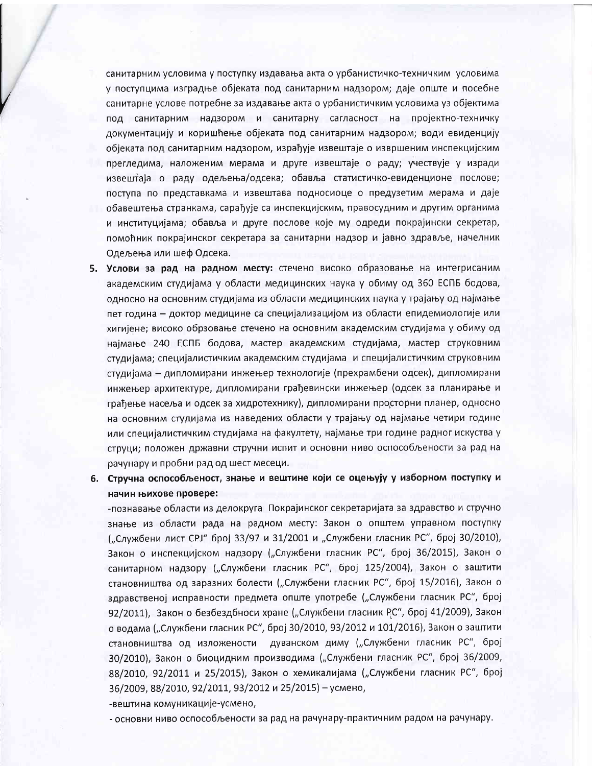санитарним условима у поступку издавања акта о урбанистичко-техничким условима у поступцима изградње објеката под санитарним надзором; даје опште и посебне санитарне услове потребне за издавање акта о урбанистичким условима уз објектима под санитарним надзором и санитарну сагласност на пројектно-техничку документацију и коришћење објеката под санитарним надзором; води евиденцију објеката под санитарним надзором, израђује извештаје о извршеним инспекцијским прегледима, наложеним мерама и друге извештаје о раду; учествује у изради извештаја о раду одељења/одсека; обавља статистичко-евиденционе послове; поступа по представкама и извештава подносиоце о предузетим мерама и даје обавештења странкама, сарађује са инспекцијским, правосудним и другим органима и институцијама; обавља и друге послове које му одреди покрајински секретар, помоћник покрајинског секретара за санитарни надзор и јавно здравље, начелник Одељења или шеф Одсека.

5. **Услови за рад на радном месту:** стечено високо образовање на интегрисаним академским студијама у области медицинских наука у обиму од 360 ЕСПБ бодова, односно на основним студијама из области медицинских наука у трајању од најмање пет година – доктор медицине са специјализацијом из области епидемиологије или хигијене; високо обрзовање стечено на основним академским студијама у обиму од најмање 240 ЕСПБ бодова, мастер академским студијама, мастер струковним студијама; специјалистичким академским студијама и специјалистичким струковним студијама – дипломирани инжењер технологије (прехрамбени одсек), дипломирани инжењер архитектуре, дипломирани грађевински инжењер (одсек за планирање и грађење насеља и одсек за хидротехнику), дипломирани просторни планер, односно на основним студијама из наведених области у трајању од најмање четири године или специјалистичким студијама на факултету, најмање три године радног искуства у струци; положен државни стручни испит и основни ниво оспособљености за рад на рачунару и пробни рад од шест месеци.

6. **Стручна оспособљеност, знање и вештине који се оцењују у изборном поступку и начин њихове провере:**

-познавање области из делокруга Покрајинског секретаријата за здравство и стручно знање из области рада на радном месту: Закон о општем управном поступку („Службени лист СРЈ" број 33/97 и 31/2001 и „Службени гласник РС", број 30/2010), Закон о инспекцијском надзору („Службени гласник РС", број 36/2015), Закон о санитарном надзору („Службени гласник РС", број 125/2004), Закон о заштити становништва од заразних болести („Службени гласник РС", број 15/2016), Закон о здравственој исправности предмета опште употребе („Службени гласник РС", број 92/2011), Закон о безбездбноси хране („Службени гласник РС", број 41/2009), Закон о водама („Службени гласник РС", број 30/2010, 93/2012 и 101/2016), Закон о заштити становништва од изложености дуванском диму („Службени гласник РС", број 30/2010), Закон о биоцидним производима („Службени гласник РС", број 36/2009, 88/2010, 92/2011 и 25/2015), Закон о хемикалијама („Службени гласник РС", број 36/2009, 88/2010, 92/2011, 93/2012 и 25/2015) – усмено,

-вештина комуникације-усмено,

- основни ниво оспособљености за рад на рачунару-практичним радом на рачунару.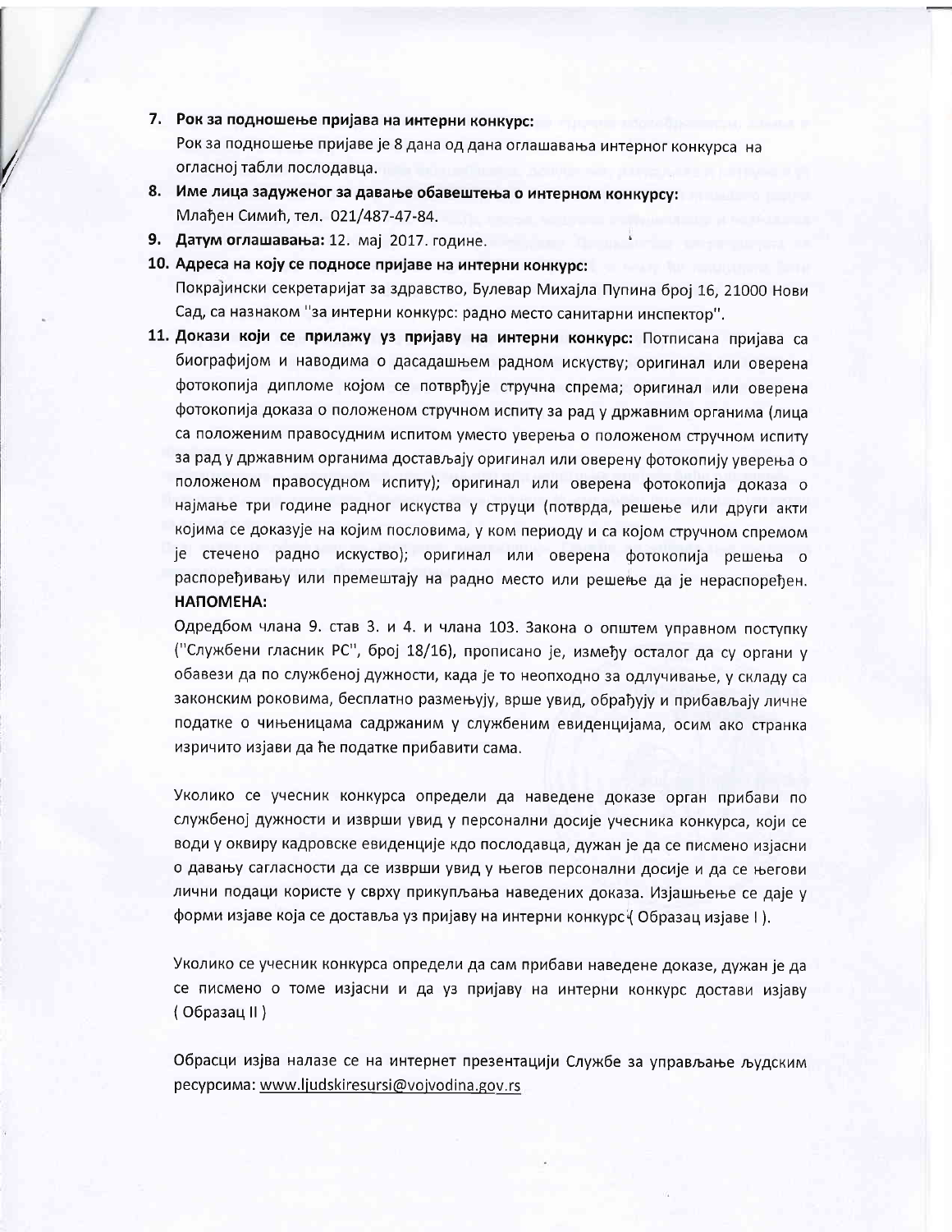7. **Рок за подношење пријава на интерни конкурс:**
   Рок за подношење пријаве је 8 дана од дана оглашавања интерног конкурса на огласној табли послодавца.
8. **Име лица задуженог за давање обавештења о интерном конкурсу:**
   Млађен Симић, тел. 021/487-47-84.
9. **Датум оглашавања:** 12. мај 2017. године.
10. **Адреса на коју се подносе пријаве на интерни конкурс:**
    Покрајински секретаријат за здравство, Булевар Михајла Пупина број 16, 21000 Нови Сад, са назнаком "за интерни конкурс: радно место санитарни инспектор".
11. **Докази који се прилажу уз пријаву на интерни конкурс:** Потписана пријава са биографијом и наводима о дасадашњем радном искуству; оригинал или оверена фотокопија дипломе којом се потврђује стручна спрема; оригинал или оверена фотокопија доказа о положеном стручном испиту за рад у државним органима (лица са положеним правосудним испитом уместо уверења о положеном стручном испиту за рад у државним органима достављају оригинал или оверену фотокопију уверења о положеном правосудном испиту); оригинал или оверена фотокопија доказа о најмање три године радног искуства у струци (потврда, решење или други акти којима се доказује на којим пословима, у ком периоду и са којом стручном спремом је стечено радно искуство); оригинал или оверена фотокопија решења о распоређивању или премештају на радно место или решење да је нераспоређен.

    **НАПОМЕНА:**

    Одредбом члана 9. став 3. и 4. и члана 103. Закона о општем управном поступку ("Службени гласник РС", број 18/16), прописано је, између осталог да су органи у обавези да по службеној дужности, када је то неопходно за одлучивање, у складу са законским роковима, бесплатно размењују, врше увид, обрађују и прибављају личне податке о чињеницама садржаним у службеним евиденцијама, осим ако странка изричито изјави да ће податке прибавити сама.

    Уколико се учесник конкурса определи да наведене доказе орган прибави по службеној дужности и изврши увид у персонални досије учесника конкурса, који се води у оквиру кадровске евиденције кдо послодавца, дужан је да се писмено изјасни о давању сагласности да се изврши увид у његов персонални досије и да се његови лични подаци користе у сврху прикупљања наведених доказа. Изјашњење се даје у форми изјаве која се доставља уз пријаву на интерни конкурс ( Образац изјаве I ).

    Уколико се учесник конкурса определи да сам прибави наведене доказе, дужан је да се писмено о томе изјасни и да уз пријаву на интерни конкурс достави изјаву ( Образац II )

    Обрасци изјва налазе се на интернет презентацији Службе за управљање људским ресурсима: www.ljudskiresursi@vojvodina.gov.rs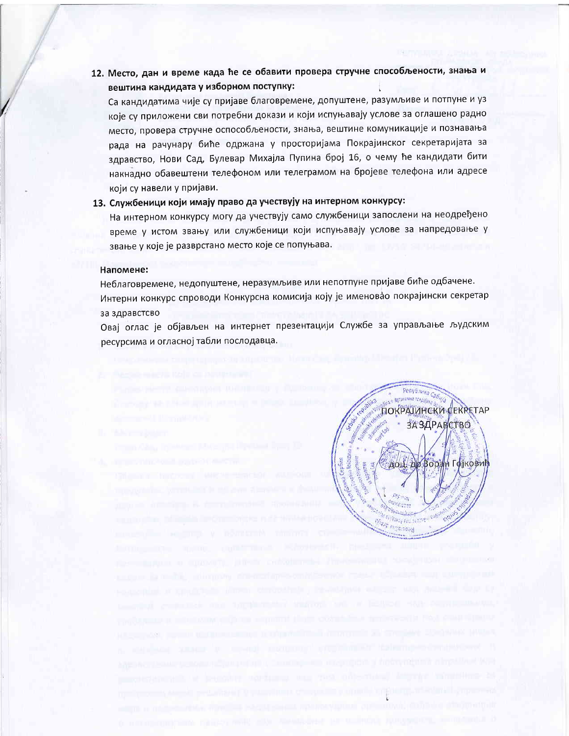12. **Место, дан и време када ће се обавити провера стручне способљености, знања и вештина кандидата у изборном поступку:**

    Са кандидатима чије су пријаве благовремене, допуштене, разумљиве и потпуне и уз које су приложени сви потребни докази и који испуњавају услове за оглашено радно место, провера стручне оспособљености, знања, вештине комуникације и познавања рада на рачунару биће одржана у просторијама Покрајинског секретаријата за здравство, Нови Сад, Булевар Михајла Пупина број 16, о чему ће кандидати бити накнадно обавештени телефоном или телеграмом на бројеве телефона или адресе који су навели у пријави.

13. **Службеници који имају право да учествују на интерном конкурсу:**

    На интерном конкурсу могу да учествују само службеници запослени на неодређено време у истом звању или службеници који испуњавају услове за напредовање у звање у које је разврстано место које се попуњава.

**Напомене:**

Неблаговремене, недопуштене, неразумљиве или непотпуне пријаве биће одбачене.

Интерни конкурс спроводи Конкурсна комисија коју је именовао покрајински секретар за здравство

Овај оглас је објављен на интернет презентацији Службе за управљање људским ресурсима и огласној табли послодавца.

ПОКРАЈИНСКИ СЕКРЕТАР
ЗА ЗДРАВСТВО

доц. др Зоран Гојковић